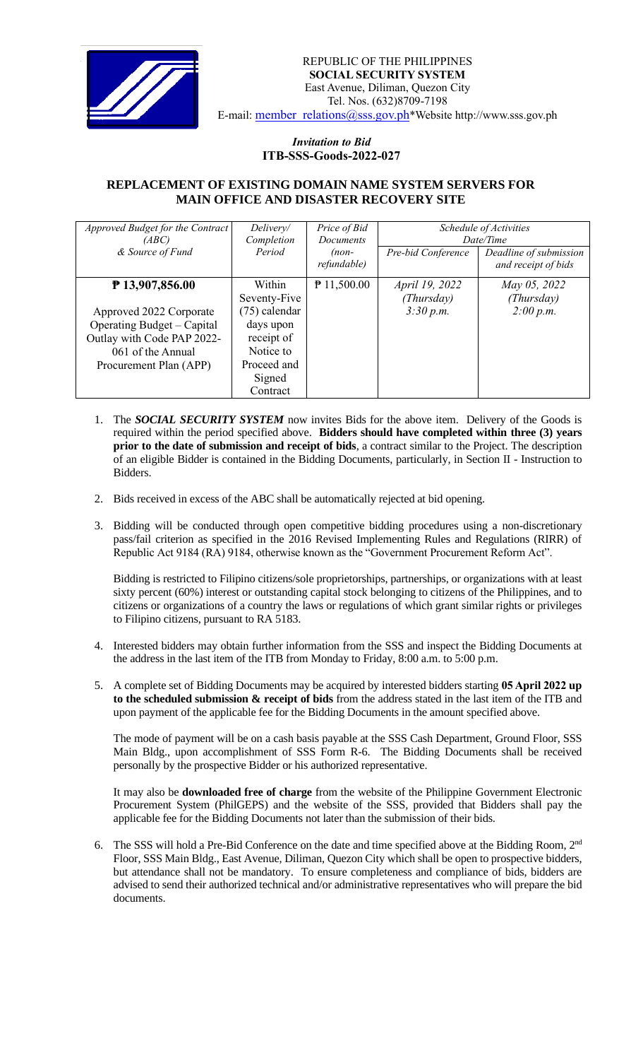REPUBLIC OF THE PHILIPPINES
**SOCIAL SECURITY SYSTEM**
East Avenue, Diliman, Quezon City
Tel. Nos. (632)8709-7198
E-mail: member_relations@sss.gov.ph*Website http://www.sss.gov.ph

*Invitation to Bid*
**ITB-SSS-Goods-2022-027**

## REPLACEMENT OF EXISTING DOMAIN NAME SYSTEM SERVERS FOR MAIN OFFICE AND DISASTER RECOVERY SITE

| *Approved Budget for the Contract (ABC) & Source of Fund* | *Delivery/ Completion Period* | *Price of Bid Documents (non-refundable)* | *Schedule of Activities Date/Time* | |
|---|---|---|---|---|
| | | | *Pre-bid Conference* | *Deadline of submission and receipt of bids* |
| **₱ 13,907,856.00**<br><br>Approved 2022 Corporate Operating Budget – Capital Outlay with Code PAP 2022-061 of the Annual Procurement Plan (APP) | Within Seventy-Five (75) calendar days upon receipt of Notice to Proceed and Signed Contract | ₱ 11,500.00 | *April 19, 2022 (Thursday) 3:30 p.m.* | *May 05, 2022 (Thursday) 2:00 p.m.* |

1. The ***SOCIAL SECURITY SYSTEM*** now invites Bids for the above item. Delivery of the Goods is required within the period specified above. **Bidders should have completed within three (3) years prior to the date of submission and receipt of bids**, a contract similar to the Project. The description of an eligible Bidder is contained in the Bidding Documents, particularly, in Section II - Instruction to Bidders.

2. Bids received in excess of the ABC shall be automatically rejected at bid opening.

3. Bidding will be conducted through open competitive bidding procedures using a non-discretionary pass/fail criterion as specified in the 2016 Revised Implementing Rules and Regulations (RIRR) of Republic Act 9184 (RA) 9184, otherwise known as the "Government Procurement Reform Act".

   Bidding is restricted to Filipino citizens/sole proprietorships, partnerships, or organizations with at least sixty percent (60%) interest or outstanding capital stock belonging to citizens of the Philippines, and to citizens or organizations of a country the laws or regulations of which grant similar rights or privileges to Filipino citizens, pursuant to RA 5183.

4. Interested bidders may obtain further information from the SSS and inspect the Bidding Documents at the address in the last item of the ITB from Monday to Friday, 8:00 a.m. to 5:00 p.m.

5. A complete set of Bidding Documents may be acquired by interested bidders starting **05 April 2022 up to the scheduled submission & receipt of bids** from the address stated in the last item of the ITB and upon payment of the applicable fee for the Bidding Documents in the amount specified above.

   The mode of payment will be on a cash basis payable at the SSS Cash Department, Ground Floor, SSS Main Bldg., upon accomplishment of SSS Form R-6. The Bidding Documents shall be received personally by the prospective Bidder or his authorized representative.

   It may also be **downloaded free of charge** from the website of the Philippine Government Electronic Procurement System (PhilGEPS) and the website of the SSS, provided that Bidders shall pay the applicable fee for the Bidding Documents not later than the submission of their bids.

6. The SSS will hold a Pre-Bid Conference on the date and time specified above at the Bidding Room, 2nd Floor, SSS Main Bldg., East Avenue, Diliman, Quezon City which shall be open to prospective bidders, but attendance shall not be mandatory. To ensure completeness and compliance of bids, bidders are advised to send their authorized technical and/or administrative representatives who will prepare the bid documents.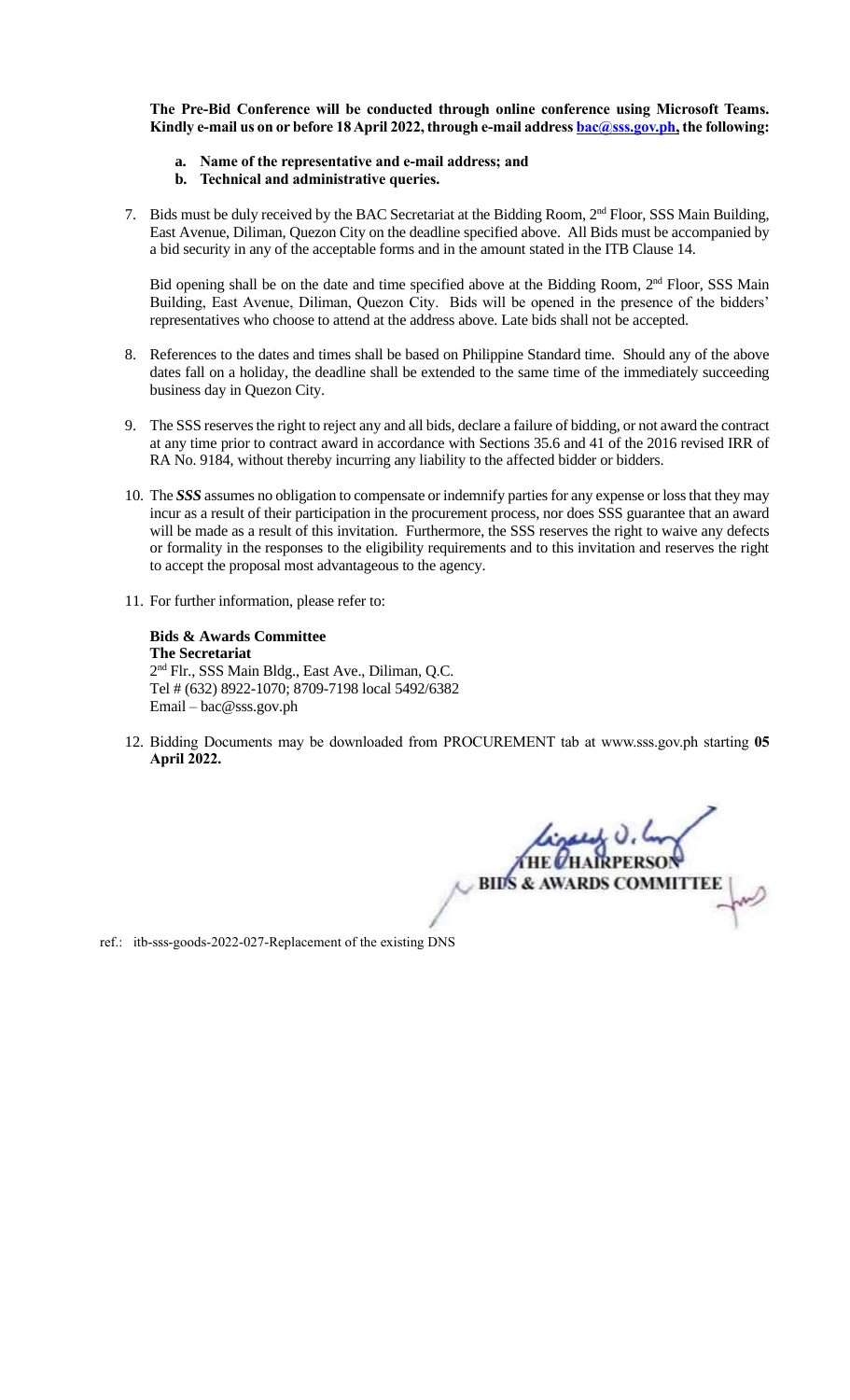**The Pre-Bid Conference will be conducted through online conference using Microsoft Teams. Kindly e-mail us on or before 18 April 2022, through e-mail address bac@sss.gov.ph, the following:**

**a. Name of the representative and e-mail address; and**
**b. Technical and administrative queries.**

7. Bids must be duly received by the BAC Secretariat at the Bidding Room, 2nd Floor, SSS Main Building, East Avenue, Diliman, Quezon City on the deadline specified above. All Bids must be accompanied by a bid security in any of the acceptable forms and in the amount stated in the ITB Clause 14.

   Bid opening shall be on the date and time specified above at the Bidding Room, 2nd Floor, SSS Main Building, East Avenue, Diliman, Quezon City. Bids will be opened in the presence of the bidders' representatives who choose to attend at the address above. Late bids shall not be accepted.

8. References to the dates and times shall be based on Philippine Standard time. Should any of the above dates fall on a holiday, the deadline shall be extended to the same time of the immediately succeeding business day in Quezon City.

9. The SSS reserves the right to reject any and all bids, declare a failure of bidding, or not award the contract at any time prior to contract award in accordance with Sections 35.6 and 41 of the 2016 revised IRR of RA No. 9184, without thereby incurring any liability to the affected bidder or bidders.

10. The ***SSS*** assumes no obligation to compensate or indemnify parties for any expense or loss that they may incur as a result of their participation in the procurement process, nor does SSS guarantee that an award will be made as a result of this invitation. Furthermore, the SSS reserves the right to waive any defects or formality in the responses to the eligibility requirements and to this invitation and reserves the right to accept the proposal most advantageous to the agency.

11. For further information, please refer to:

    **Bids & Awards Committee**
    **The Secretariat**
    2nd Flr., SSS Main Bldg., East Ave., Diliman, Q.C.
    Tel # (632) 8922-1070; 8709-7198 local 5492/6382
    Email – bac@sss.gov.ph

12. Bidding Documents may be downloaded from PROCUREMENT tab at www.sss.gov.ph starting **05 April 2022.**

**THE CHAIRPERSON**
**BIDS & AWARDS COMMITTEE**

ref.: itb-sss-goods-2022-027-Replacement of the existing DNS